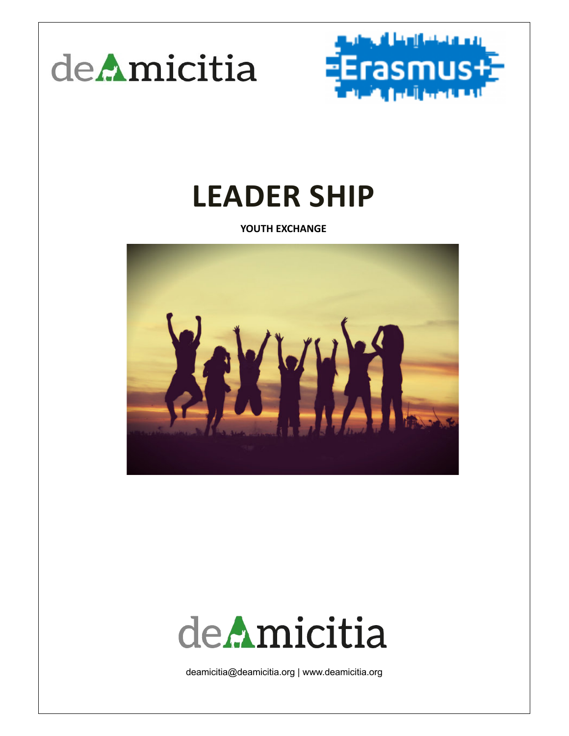deAmicitia

Erasmus+

# LEADER SHIP

**YOUTH EXCHANGE**

deAmicitia

deamicitia@deamicitia.org | www.deamicitia.org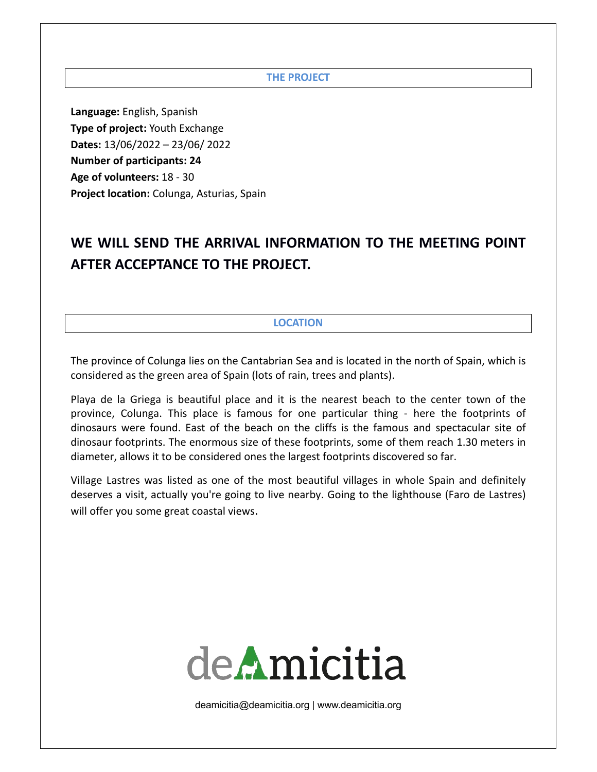## THE PROJECT

**Language:** English, Spanish
**Type of project:** Youth Exchange
**Dates:** 13/06/2022 – 23/06/ 2022
**Number of participants: 24**
**Age of volunteers:** 18 - 30
**Project location:** Colunga, Asturias, Spain

**WE WILL SEND THE ARRIVAL INFORMATION TO THE MEETING POINT AFTER ACCEPTANCE TO THE PROJECT.**

## LOCATION

The province of Colunga lies on the Cantabrian Sea and is located in the north of Spain, which is considered as the green area of Spain (lots of rain, trees and plants).

Playa de la Griega is beautiful place and it is the nearest beach to the center town of the province, Colunga. This place is famous for one particular thing - here the footprints of dinosaurs were found. East of the beach on the cliffs is the famous and spectacular site of dinosaur footprints. The enormous size of these footprints, some of them reach 1.30 meters in diameter, allows it to be considered ones the largest footprints discovered so far.

Village Lastres was listed as one of the most beautiful villages in whole Spain and definitely deserves a visit, actually you're going to live nearby. Going to the lighthouse (Faro de Lastres) will offer you some great coastal views.

deAmicitia

deamicitia@deamicitia.org | www.deamicitia.org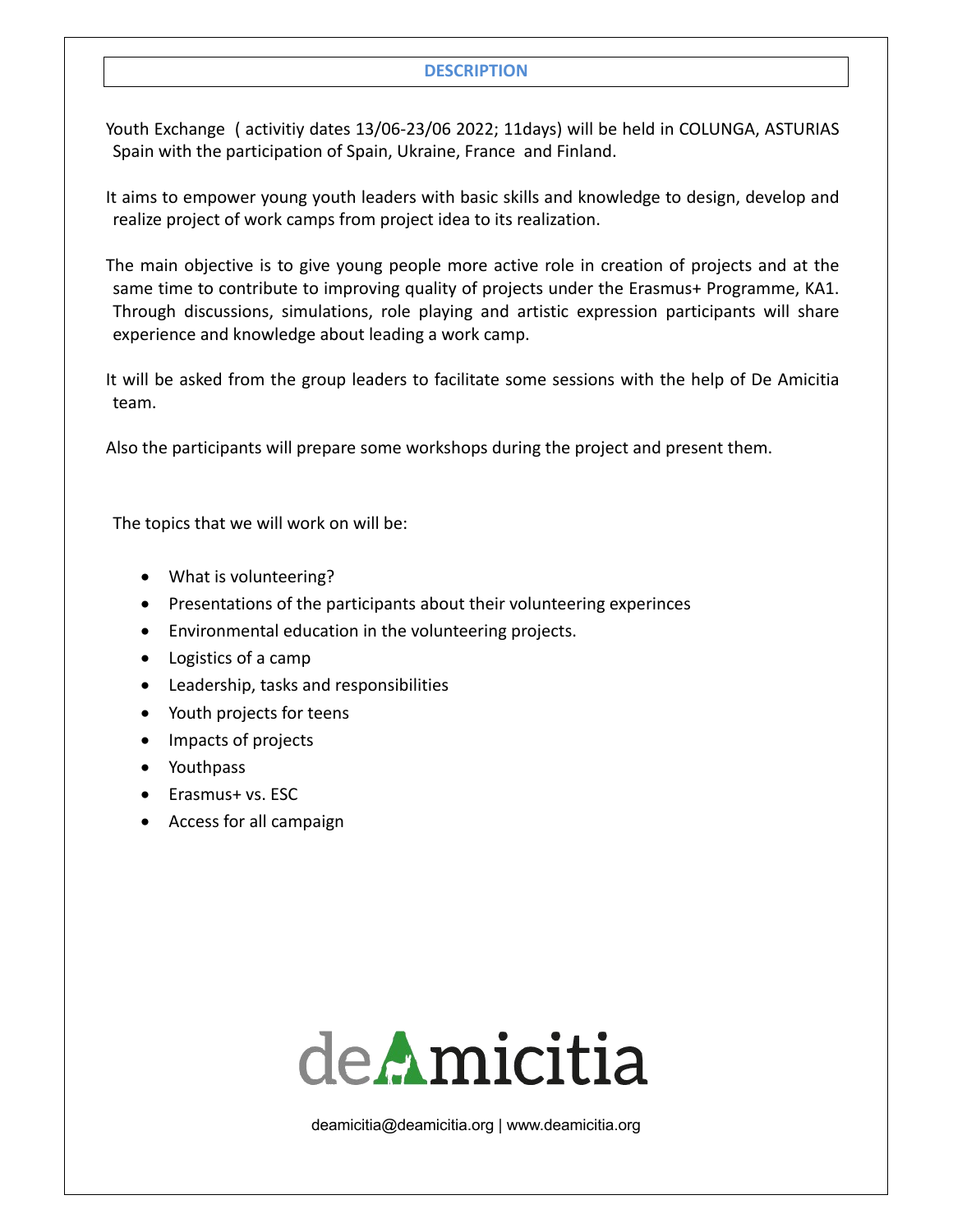## DESCRIPTION

Youth Exchange ( activitiy dates 13/06-23/06 2022; 11days) will be held in COLUNGA, ASTURIAS Spain with the participation of Spain, Ukraine, France and Finland.

It aims to empower young youth leaders with basic skills and knowledge to design, develop and realize project of work camps from project idea to its realization.

The main objective is to give young people more active role in creation of projects and at the same time to contribute to improving quality of projects under the Erasmus+ Programme, KA1. Through discussions, simulations, role playing and artistic expression participants will share experience and knowledge about leading a work camp.

It will be asked from the group leaders to facilitate some sessions with the help of De Amicitia team.

Also the participants will prepare some workshops during the project and present them.

The topics that we will work on will be:

- What is volunteering?
- Presentations of the participants about their volunteering experinces
- Environmental education in the volunteering projects.
- Logistics of a camp
- Leadership, tasks and responsibilities
- Youth projects for teens
- Impacts of projects
- Youthpass
- Erasmus+ vs. ESC
- Access for all campaign

deAmicitia

deamicitia@deamicitia.org | www.deamicitia.org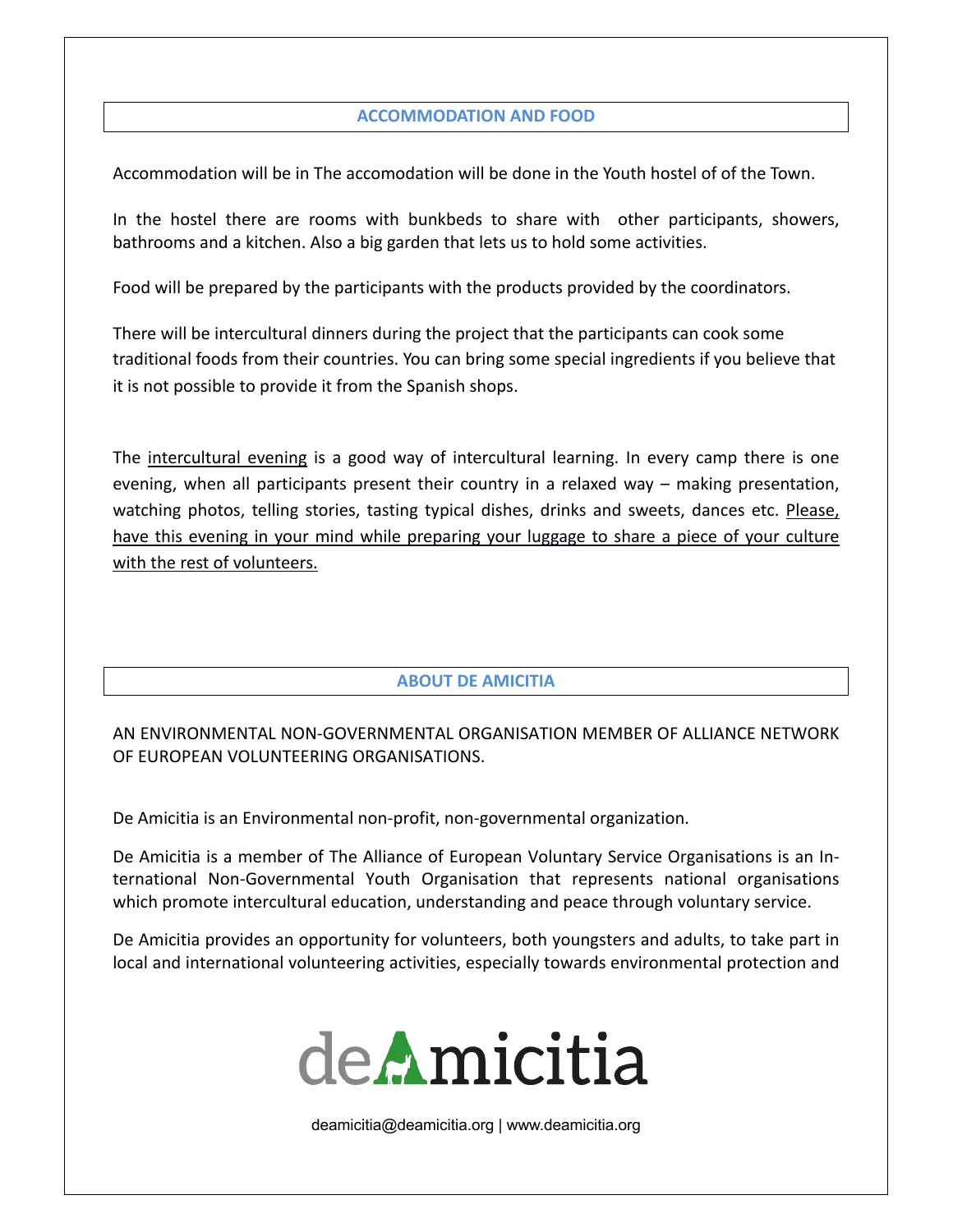## ACCOMMODATION AND FOOD

Accommodation will be in The accomodation will be done in the Youth hostel of of the Town.

In the hostel there are rooms with bunkbeds to share with other participants, showers, bathrooms and a kitchen. Also a big garden that lets us to hold some activities.

Food will be prepared by the participants with the products provided by the coordinators.

There will be intercultural dinners during the project that the participants can cook some traditional foods from their countries. You can bring some special ingredients if you believe that it is not possible to provide it from the Spanish shops.

The intercultural evening is a good way of intercultural learning. In every camp there is one evening, when all participants present their country in a relaxed way – making presentation, watching photos, telling stories, tasting typical dishes, drinks and sweets, dances etc. Please, have this evening in your mind while preparing your luggage to share a piece of your culture with the rest of volunteers.

## ABOUT DE AMICITIA

AN ENVIRONMENTAL NON-GOVERNMENTAL ORGANISATION MEMBER OF ALLIANCE NETWORK OF EUROPEAN VOLUNTEERING ORGANISATIONS.

De Amicitia is an Environmental non-profit, non-governmental organization.

De Amicitia is a member of The Alliance of European Voluntary Service Organisations is an International Non-Governmental Youth Organisation that represents national organisations which promote intercultural education, understanding and peace through voluntary service.

De Amicitia provides an opportunity for volunteers, both youngsters and adults, to take part in local and international volunteering activities, especially towards environmental protection and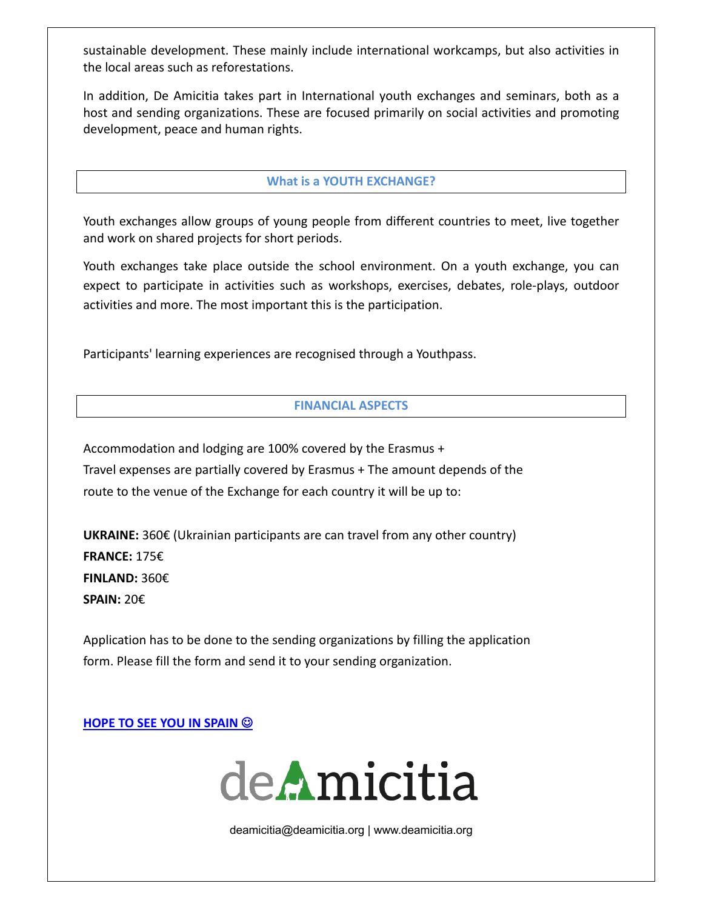sustainable development. These mainly include international workcamps, but also activities in the local areas such as reforestations.

In addition, De Amicitia takes part in International youth exchanges and seminars, both as a host and sending organizations. These are focused primarily on social activities and promoting development, peace and human rights.

## What is a YOUTH EXCHANGE?

Youth exchanges allow groups of young people from different countries to meet, live together and work on shared projects for short periods.

Youth exchanges take place outside the school environment. On a youth exchange, you can expect to participate in activities such as workshops, exercises, debates, role-plays, outdoor activities and more. The most important this is the participation.

Participants' learning experiences are recognised through a Youthpass.

## FINANCIAL ASPECTS

Accommodation and lodging are 100% covered by the Erasmus +
Travel expenses are partially covered by Erasmus + The amount depends of the route to the venue of the Exchange for each country it will be up to:

**UKRAINE:** 360€ (Ukrainian participants are can travel from any other country)
**FRANCE:** 175€
**FINLAND:** 360€
**SPAIN:** 20€

Application has to be done to the sending organizations by filling the application form. Please fill the form and send it to your sending organization.

**HOPE TO SEE YOU IN SPAIN ☺**

deAmicitia

deamicitia@deamicitia.org | www.deamicitia.org